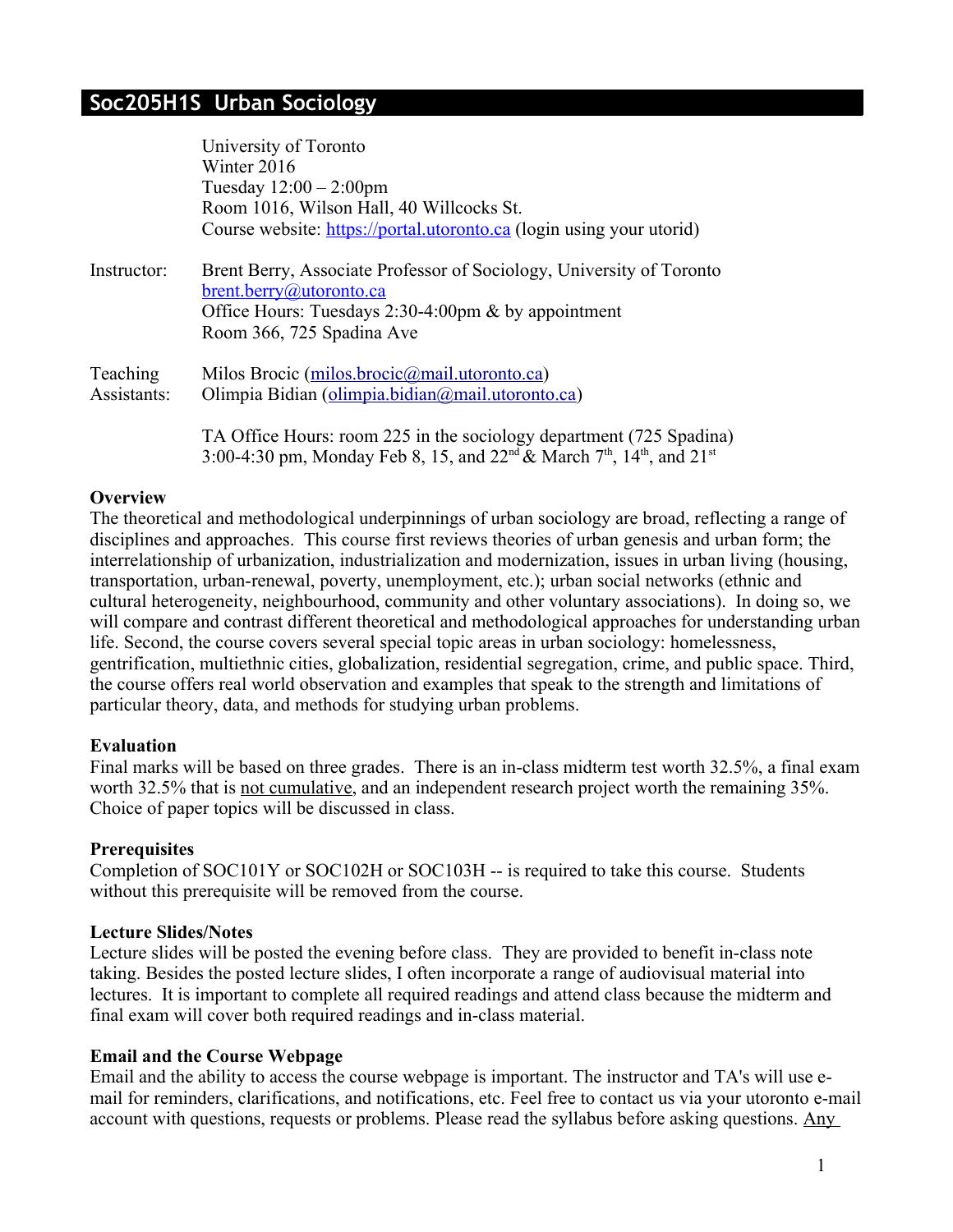# Soc205H1S Urban Sociology

University of Toronto
Winter 2016
Tuesday 12:00 – 2:00pm
Room 1016, Wilson Hall, 40 Willcocks St.
Course website: https://portal.utoronto.ca (login using your utorid)

Instructor: Brent Berry, Associate Professor of Sociology, University of Toronto
brent.berry@utoronto.ca
Office Hours: Tuesdays 2:30-4:00pm & by appointment
Room 366, 725 Spadina Ave

Teaching Assistants: Milos Brocic (milos.brocic@mail.utoronto.ca)
Olimpia Bidian (olimpia.bidian@mail.utoronto.ca)

TA Office Hours: room 225 in the sociology department (725 Spadina)
3:00-4:30 pm, Monday Feb 8, 15, and 22nd & March 7th, 14th, and 21st

**Overview**

The theoretical and methodological underpinnings of urban sociology are broad, reflecting a range of disciplines and approaches. This course first reviews theories of urban genesis and urban form; the interrelationship of urbanization, industrialization and modernization, issues in urban living (housing, transportation, urban-renewal, poverty, unemployment, etc.); urban social networks (ethnic and cultural heterogeneity, neighbourhood, community and other voluntary associations). In doing so, we will compare and contrast different theoretical and methodological approaches for understanding urban life. Second, the course covers several special topic areas in urban sociology: homelessness, gentrification, multiethnic cities, globalization, residential segregation, crime, and public space. Third, the course offers real world observation and examples that speak to the strength and limitations of particular theory, data, and methods for studying urban problems.

**Evaluation**

Final marks will be based on three grades. There is an in-class midterm test worth 32.5%, a final exam worth 32.5% that is not cumulative, and an independent research project worth the remaining 35%. Choice of paper topics will be discussed in class.

**Prerequisites**

Completion of SOC101Y or SOC102H or SOC103H -- is required to take this course. Students without this prerequisite will be removed from the course.

**Lecture Slides/Notes**

Lecture slides will be posted the evening before class. They are provided to benefit in-class note taking. Besides the posted lecture slides, I often incorporate a range of audiovisual material into lectures. It is important to complete all required readings and attend class because the midterm and final exam will cover both required readings and in-class material.

**Email and the Course Webpage**

Email and the ability to access the course webpage is important. The instructor and TA's will use e-mail for reminders, clarifications, and notifications, etc. Feel free to contact us via your utoronto e-mail account with questions, requests or problems. Please read the syllabus before asking questions. Any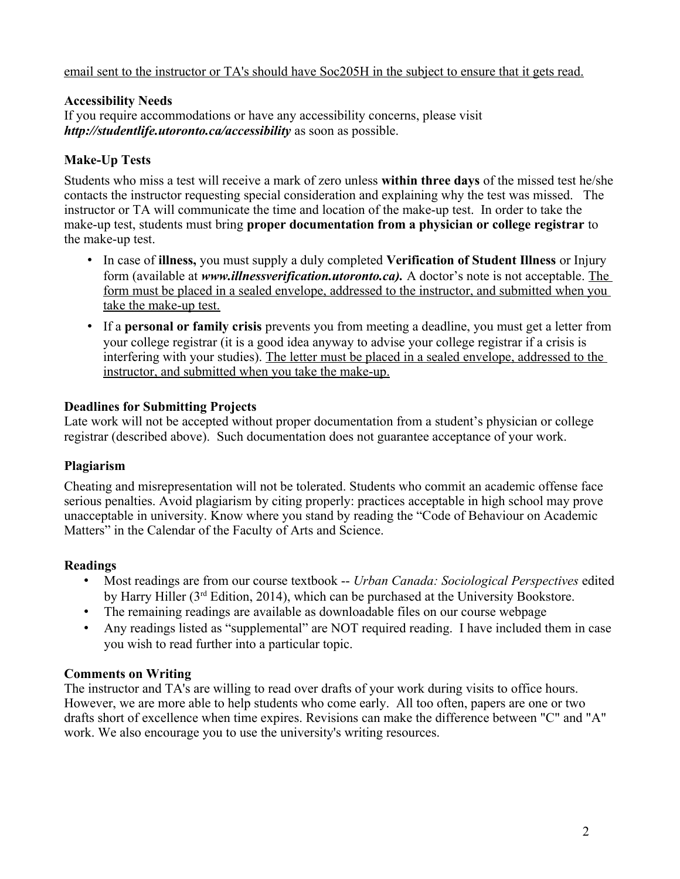email sent to the instructor or TA's should have Soc205H in the subject to ensure that it gets read.

### Accessibility Needs

If you require accommodations or have any accessibility concerns, please visit ***http://studentlife.utoronto.ca/accessibility*** as soon as possible.

### Make-Up Tests

Students who miss a test will receive a mark of zero unless **within three days** of the missed test he/she contacts the instructor requesting special consideration and explaining why the test was missed. The instructor or TA will communicate the time and location of the make-up test. In order to take the make-up test, students must bring **proper documentation from a physician or college registrar** to the make-up test.

- In case of **illness,** you must supply a duly completed **Verification of Student Illness** or Injury form (available at ***www.illnessverification.utoronto.ca).*** A doctor's note is not acceptable. The form must be placed in a sealed envelope, addressed to the instructor, and submitted when you take the make-up test.
- If a **personal or family crisis** prevents you from meeting a deadline, you must get a letter from your college registrar (it is a good idea anyway to advise your college registrar if a crisis is interfering with your studies). The letter must be placed in a sealed envelope, addressed to the instructor, and submitted when you take the make-up.

### Deadlines for Submitting Projects

Late work will not be accepted without proper documentation from a student's physician or college registrar (described above). Such documentation does not guarantee acceptance of your work.

### Plagiarism

Cheating and misrepresentation will not be tolerated. Students who commit an academic offense face serious penalties. Avoid plagiarism by citing properly: practices acceptable in high school may prove unacceptable in university. Know where you stand by reading the "Code of Behaviour on Academic Matters" in the Calendar of the Faculty of Arts and Science.

### Readings

- Most readings are from our course textbook -- *Urban Canada: Sociological Perspectives* edited by Harry Hiller (3rd Edition, 2014), which can be purchased at the University Bookstore.
- The remaining readings are available as downloadable files on our course webpage
- Any readings listed as "supplemental" are NOT required reading. I have included them in case you wish to read further into a particular topic.

### Comments on Writing

The instructor and TA's are willing to read over drafts of your work during visits to office hours. However, we are more able to help students who come early. All too often, papers are one or two drafts short of excellence when time expires. Revisions can make the difference between "C" and "A" work. We also encourage you to use the university's writing resources.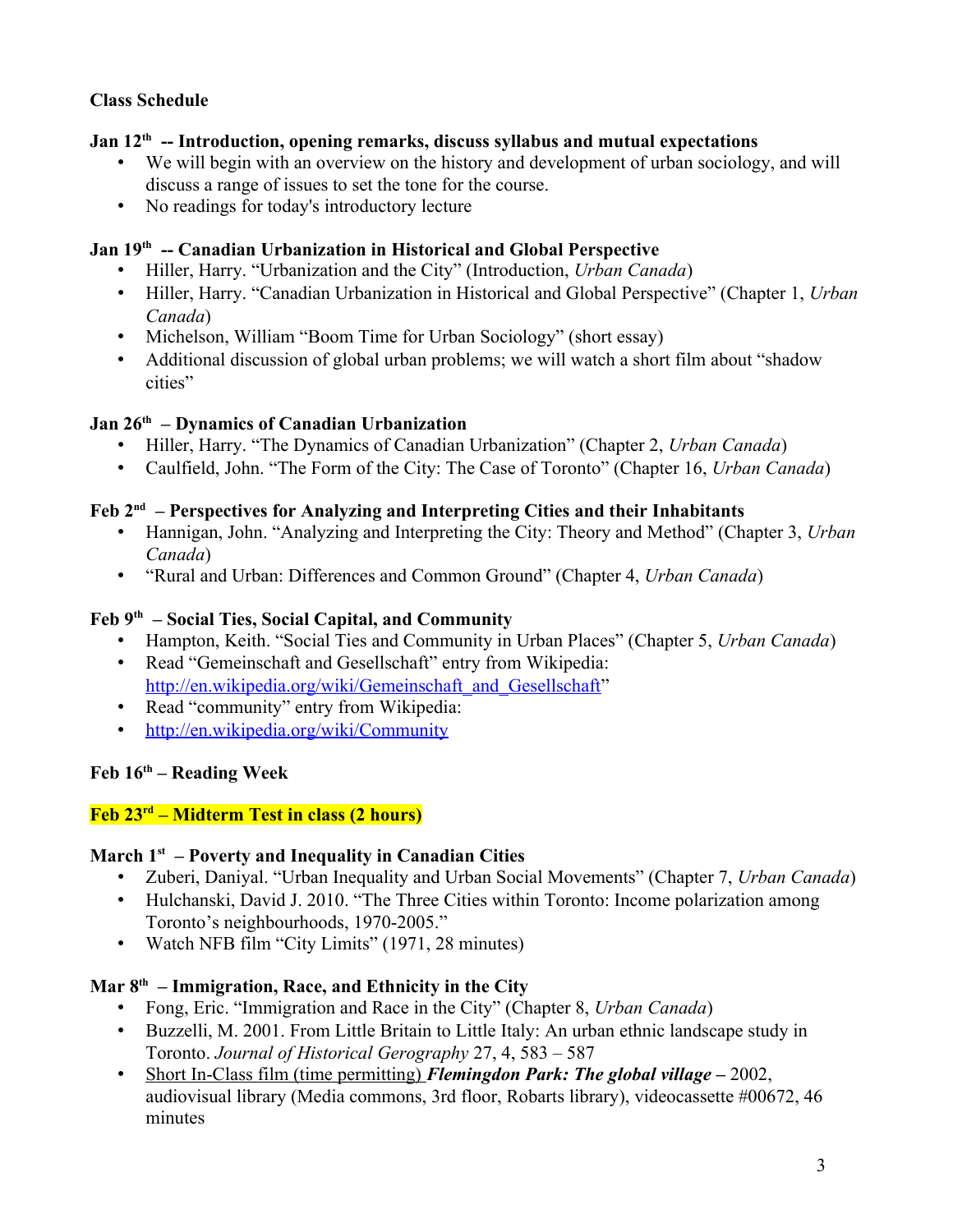**Class Schedule**

**Jan 12th -- Introduction, opening remarks, discuss syllabus and mutual expectations**

- We will begin with an overview on the history and development of urban sociology, and will discuss a range of issues to set the tone for the course.
- No readings for today's introductory lecture

**Jan 19th -- Canadian Urbanization in Historical and Global Perspective**

- Hiller, Harry. "Urbanization and the City" (Introduction, *Urban Canada*)
- Hiller, Harry. "Canadian Urbanization in Historical and Global Perspective" (Chapter 1, *Urban Canada*)
- Michelson, William "Boom Time for Urban Sociology" (short essay)
- Additional discussion of global urban problems; we will watch a short film about "shadow cities"

**Jan 26th – Dynamics of Canadian Urbanization**

- Hiller, Harry. "The Dynamics of Canadian Urbanization" (Chapter 2, *Urban Canada*)
- Caulfield, John. "The Form of the City: The Case of Toronto" (Chapter 16, *Urban Canada*)

**Feb 2nd – Perspectives for Analyzing and Interpreting Cities and their Inhabitants**

- Hannigan, John. "Analyzing and Interpreting the City: Theory and Method" (Chapter 3, *Urban Canada*)
- "Rural and Urban: Differences and Common Ground" (Chapter 4, *Urban Canada*)

**Feb 9th – Social Ties, Social Capital, and Community**

- Hampton, Keith. "Social Ties and Community in Urban Places" (Chapter 5, *Urban Canada*)
- Read "Gemeinschaft and Gesellschaft" entry from Wikipedia: http://en.wikipedia.org/wiki/Gemeinschaft_and_Gesellschaft"
- Read "community" entry from Wikipedia:
- http://en.wikipedia.org/wiki/Community

**Feb 16th – Reading Week**

**Feb 23rd – Midterm Test in class (2 hours)**

**March 1st – Poverty and Inequality in Canadian Cities**

- Zuberi, Daniyal. "Urban Inequality and Urban Social Movements" (Chapter 7, *Urban Canada*)
- Hulchanski, David J. 2010. "The Three Cities within Toronto: Income polarization among Toronto's neighbourhoods, 1970-2005."
- Watch NFB film "City Limits" (1971, 28 minutes)

**Mar 8th – Immigration, Race, and Ethnicity in the City**

- Fong, Eric. "Immigration and Race in the City" (Chapter 8, *Urban Canada*)
- Buzzelli, M. 2001. From Little Britain to Little Italy: An urban ethnic landscape study in Toronto. *Journal of Historical Gerography* 27, 4, 583 – 587
- Short In-Class film (time permitting) ***Flemingdon Park: The global village*** **–** 2002, audiovisual library (Media commons, 3rd floor, Robarts library), videocassette #00672, 46 minutes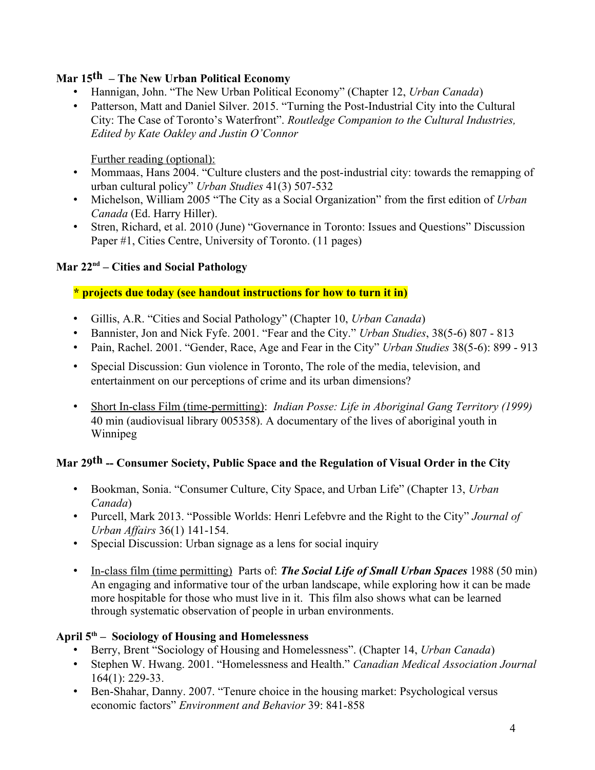**Mar 15th – The New Urban Political Economy**

- Hannigan, John. "The New Urban Political Economy" (Chapter 12, *Urban Canada*)
- Patterson, Matt and Daniel Silver. 2015. "Turning the Post-Industrial City into the Cultural City: The Case of Toronto's Waterfront". *Routledge Companion to the Cultural Industries, Edited by Kate Oakley and Justin O'Connor*

Further reading (optional):

- Mommaas, Hans 2004. "Culture clusters and the post-industrial city: towards the remapping of urban cultural policy" *Urban Studies* 41(3) 507-532
- Michelson, William 2005 "The City as a Social Organization" from the first edition of *Urban Canada* (Ed. Harry Hiller).
- Stren, Richard, et al. 2010 (June) "Governance in Toronto: Issues and Questions" Discussion Paper #1, Cities Centre, University of Toronto. (11 pages)

**Mar 22nd – Cities and Social Pathology**

**\* projects due today (see handout instructions for how to turn it in)**

- Gillis, A.R. "Cities and Social Pathology" (Chapter 10, *Urban Canada*)
- Bannister, Jon and Nick Fyfe. 2001. "Fear and the City." *Urban Studies*, 38(5-6) 807 - 813
- Pain, Rachel. 2001. "Gender, Race, Age and Fear in the City" *Urban Studies* 38(5-6): 899 - 913
- Special Discussion: Gun violence in Toronto, The role of the media, television, and entertainment on our perceptions of crime and its urban dimensions?
- Short In-class Film (time-permitting): *Indian Posse: Life in Aboriginal Gang Territory (1999)* 40 min (audiovisual library 005358). A documentary of the lives of aboriginal youth in Winnipeg

**Mar 29th -- Consumer Society, Public Space and the Regulation of Visual Order in the City**

- Bookman, Sonia. "Consumer Culture, City Space, and Urban Life" (Chapter 13, *Urban Canada*)
- Purcell, Mark 2013. "Possible Worlds: Henri Lefebvre and the Right to the City" *Journal of Urban Affairs* 36(1) 141-154.
- Special Discussion: Urban signage as a lens for social inquiry
- In-class film (time permitting) Parts of: ***The Social Life of Small Urban Spaces*** 1988 (50 min) An engaging and informative tour of the urban landscape, while exploring how it can be made more hospitable for those who must live in it. This film also shows what can be learned through systematic observation of people in urban environments.

**April 5th – Sociology of Housing and Homelessness**

- Berry, Brent "Sociology of Housing and Homelessness". (Chapter 14, *Urban Canada*)
- Stephen W. Hwang. 2001. "Homelessness and Health." *Canadian Medical Association Journal* 164(1): 229-33.
- Ben-Shahar, Danny. 2007. "Tenure choice in the housing market: Psychological versus economic factors" *Environment and Behavior* 39: 841-858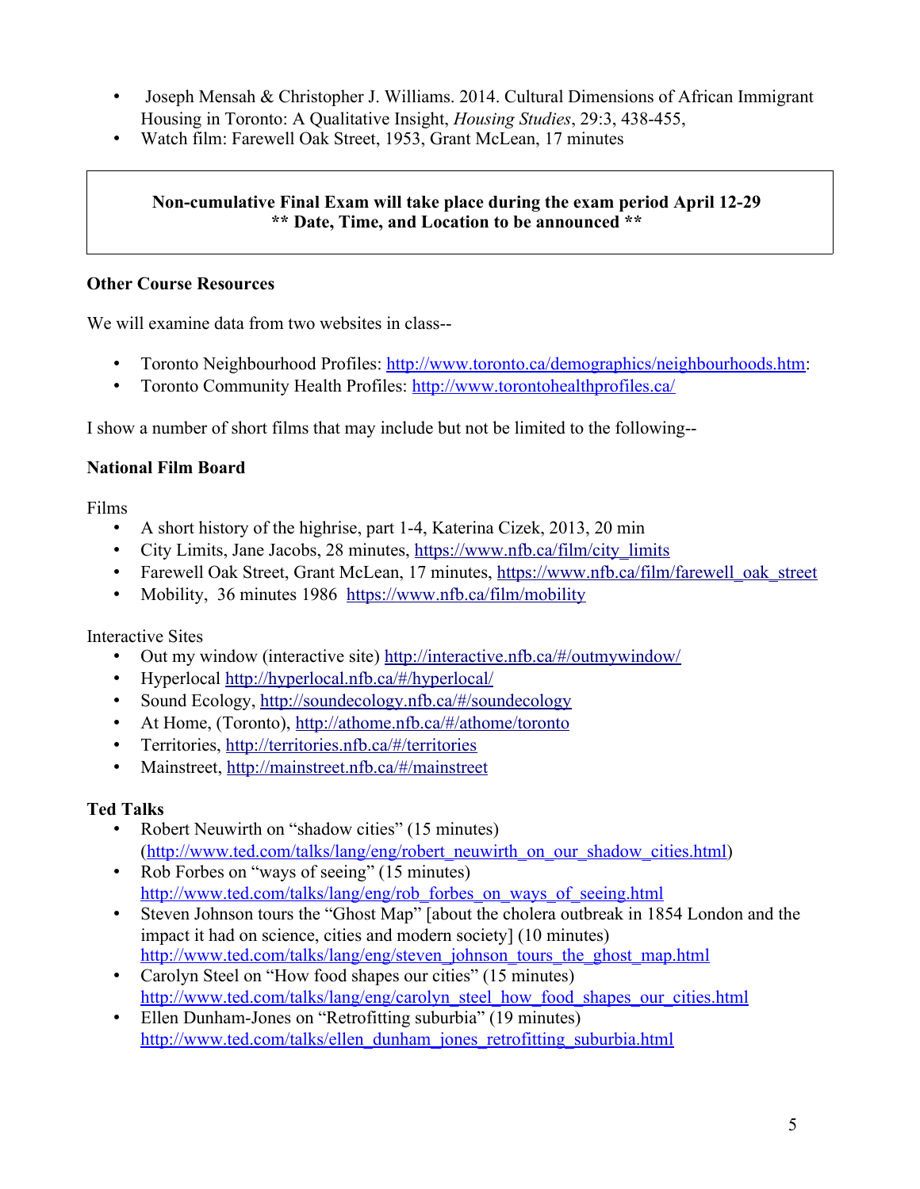- Joseph Mensah & Christopher J. Williams. 2014. Cultural Dimensions of African Immigrant Housing in Toronto: A Qualitative Insight, *Housing Studies*, 29:3, 438-455,
- Watch film: Farewell Oak Street, 1953, Grant McLean, 17 minutes

**Non-cumulative Final Exam will take place during the exam period April 12-29**
**\*\* Date, Time, and Location to be announced \*\***

**Other Course Resources**

We will examine data from two websites in class--

- Toronto Neighbourhood Profiles: http://www.toronto.ca/demographics/neighbourhoods.htm:
- Toronto Community Health Profiles: http://www.torontohealthprofiles.ca/

I show a number of short films that may include but not be limited to the following--

**National Film Board**

Films

- A short history of the highrise, part 1-4, Katerina Cizek, 2013, 20 min
- City Limits, Jane Jacobs, 28 minutes, https://www.nfb.ca/film/city_limits
- Farewell Oak Street, Grant McLean, 17 minutes, https://www.nfb.ca/film/farewell_oak_street
- Mobility, 36 minutes 1986 https://www.nfb.ca/film/mobility

Interactive Sites

- Out my window (interactive site) http://interactive.nfb.ca/#/outmywindow/
- Hyperlocal http://hyperlocal.nfb.ca/#/hyperlocal/
- Sound Ecology, http://soundecology.nfb.ca/#/soundecology
- At Home, (Toronto), http://athome.nfb.ca/#/athome/toronto
- Territories, http://territories.nfb.ca/#/territories
- Mainstreet, http://mainstreet.nfb.ca/#/mainstreet

**Ted Talks**

- Robert Neuwirth on "shadow cities" (15 minutes) (http://www.ted.com/talks/lang/eng/robert_neuwirth_on_our_shadow_cities.html)
- Rob Forbes on "ways of seeing" (15 minutes) http://www.ted.com/talks/lang/eng/rob_forbes_on_ways_of_seeing.html
- Steven Johnson tours the "Ghost Map" [about the cholera outbreak in 1854 London and the impact it had on science, cities and modern society] (10 minutes) http://www.ted.com/talks/lang/eng/steven_johnson_tours_the_ghost_map.html
- Carolyn Steel on "How food shapes our cities" (15 minutes) http://www.ted.com/talks/lang/eng/carolyn_steel_how_food_shapes_our_cities.html
- Ellen Dunham-Jones on "Retrofitting suburbia" (19 minutes) http://www.ted.com/talks/ellen_dunham_jones_retrofitting_suburbia.html